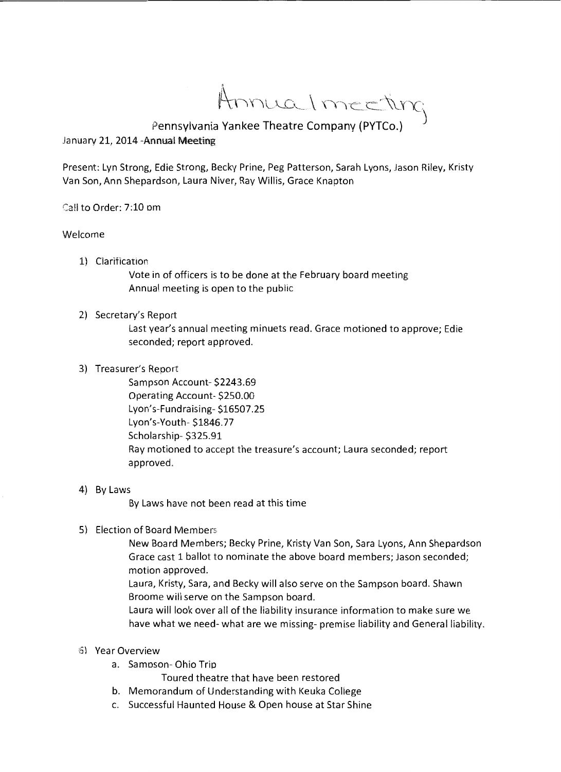Annual meeting

# Pennsylvania Yankee Theatre Company (PYTCo.)

January 21, 2014 -Annual Meeting

Present: Lyn Strong, Edie Strong, Becky Prine, Peg Patterson, Sarah Lyons, Jason Riley, Kristy Van Son, Ann Shepardson, Laura Niver, Ray Willis, Grace Knapton

Call to Order: 7:10 pm

Welcome

1) Clarification
   Vote in of officers is to be done at the February board meeting
   Annual meeting is open to the public

2) Secretary's Report
   Last year's annual meeting minuets read. Grace motioned to approve; Edie seconded; report approved.

3) Treasurer's Report
   Sampson Account- $2243.69
   Operating Account- $250.00
   Lyon's-Fundraising- $16507.25
   Lyon's-Youth- $1846.77
   Scholarship- $325.91
   Ray motioned to accept the treasure's account; Laura seconded; report approved.

4) By Laws
   By Laws have not been read at this time

5) Election of Board Members
   New Board Members; Becky Prine, Kristy Van Son, Sara Lyons, Ann Shepardson
   Grace cast 1 ballot to nominate the above board members; Jason seconded; motion approved.
   Laura, Kristy, Sara, and Becky will also serve on the Sampson board. Shawn Broome will serve on the Sampson board.
   Laura will look over all of the liability insurance information to make sure we have what we need- what are we missing- premise liability and General liability.

6) Year Overview
   a. Sampson- Ohio Trip
      Toured theatre that have been restored
   b. Memorandum of Understanding with Keuka College
   c. Successful Haunted House & Open house at Star Shine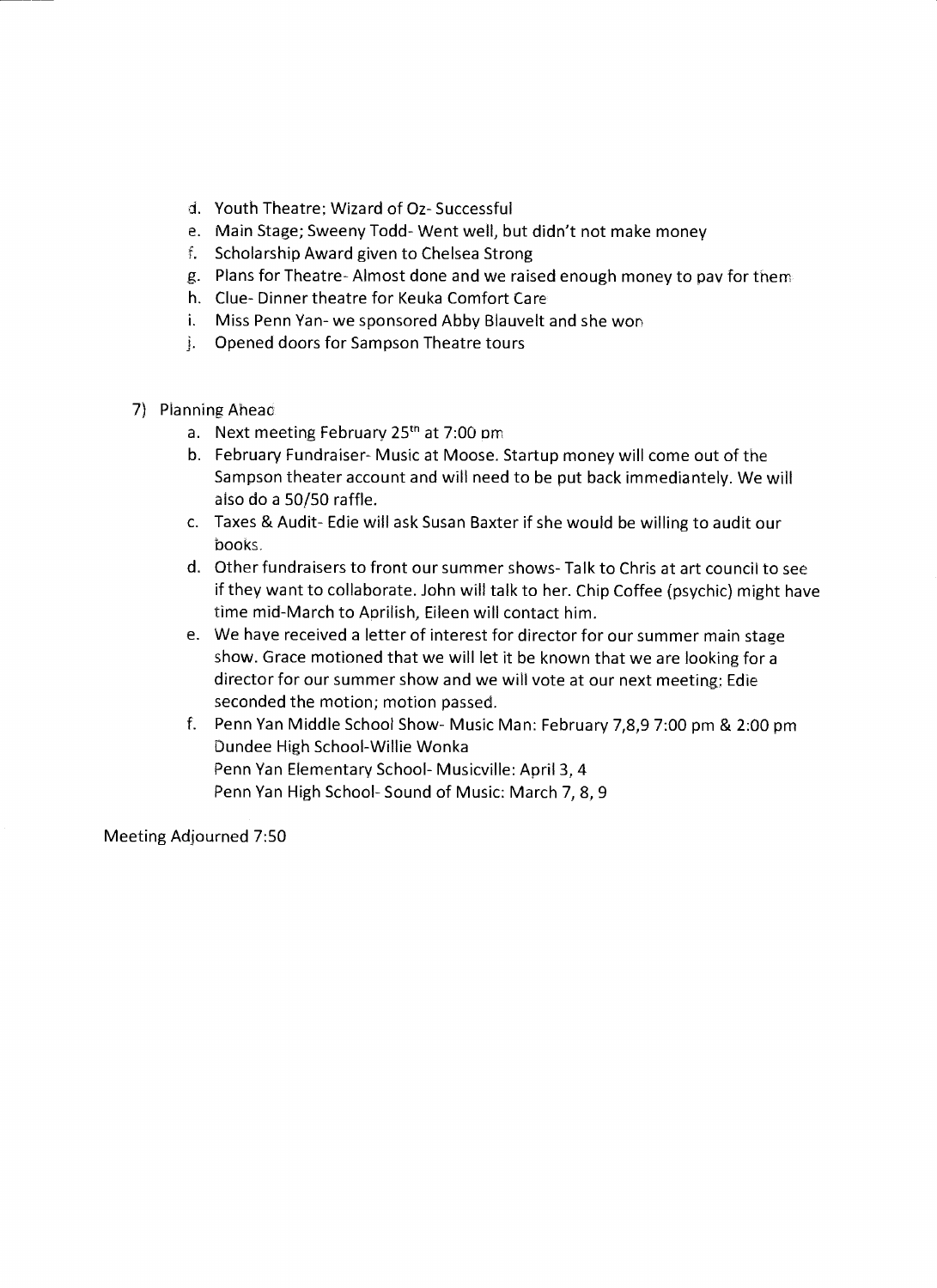d. Youth Theatre; Wizard of Oz- Successful
e. Main Stage; Sweeny Todd- Went well, but didn't not make money
f. Scholarship Award given to Chelsea Strong
g. Plans for Theatre- Almost done and we raised enough money to pay for them
h. Clue- Dinner theatre for Keuka Comfort Care
i. Miss Penn Yan- we sponsored Abby Blauvelt and she won
j. Opened doors for Sampson Theatre tours

7) Planning Ahead
   a. Next meeting February 25th at 7:00 pm
   b. February Fundraiser- Music at Moose. Startup money will come out of the Sampson theater account and will need to be put back immediantely. We will also do a 50/50 raffle.
   c. Taxes & Audit- Edie will ask Susan Baxter if she would be willing to audit our books.
   d. Other fundraisers to front our summer shows- Talk to Chris at art council to see if they want to collaborate. John will talk to her. Chip Coffee (psychic) might have time mid-March to Aprilish, Eileen will contact him.
   e. We have received a letter of interest for director for our summer main stage show. Grace motioned that we will let it be known that we are looking for a director for our summer show and we will vote at our next meeting; Edie seconded the motion; motion passed.
   f. Penn Yan Middle School Show- Music Man: February 7,8,9 7:00 pm & 2:00 pm
      Dundee High School-Willie Wonka
      Penn Yan Elementary School- Musicville: April 3, 4
      Penn Yan High School- Sound of Music: March 7, 8, 9

Meeting Adjourned 7:50